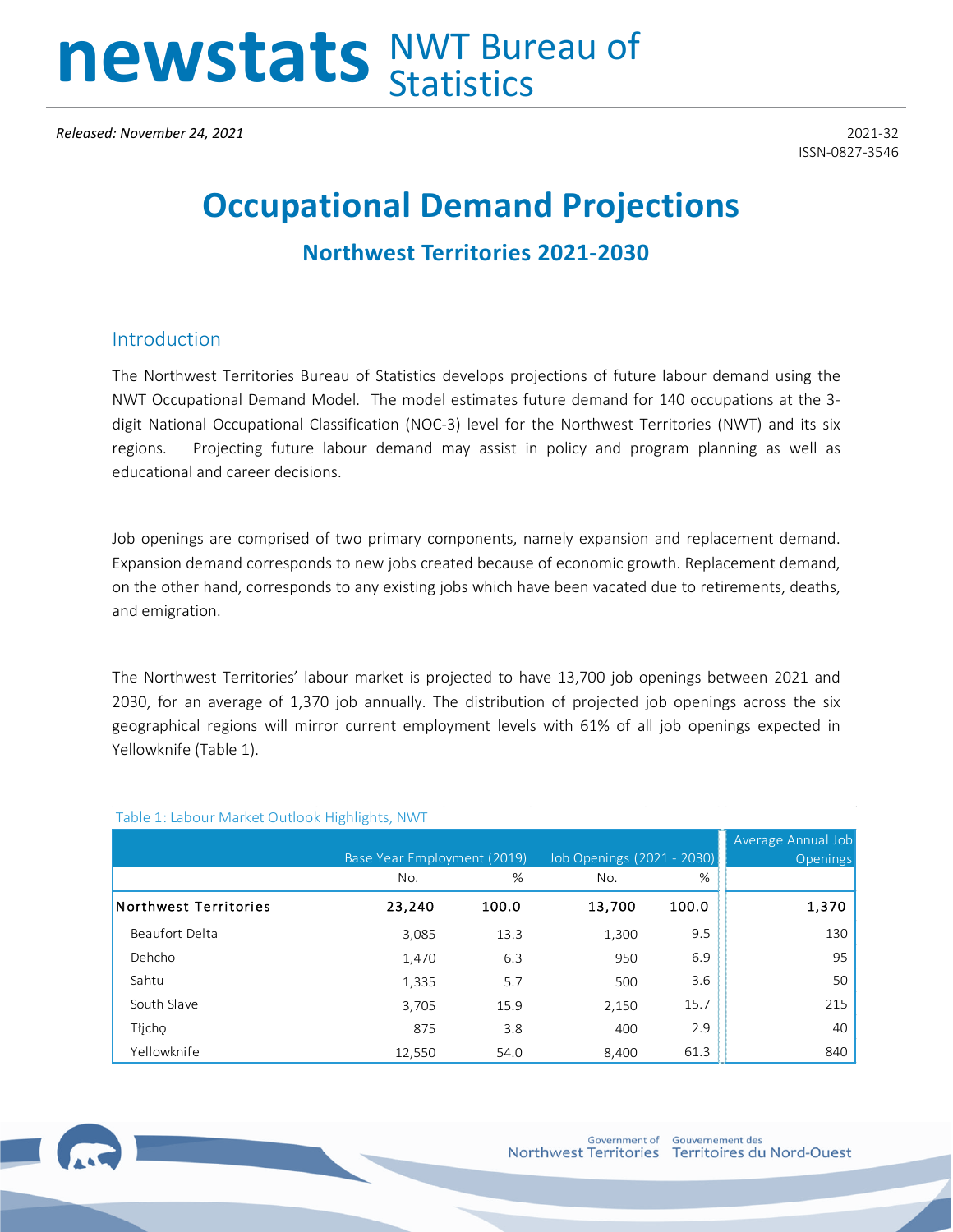# newstats NWT Bureau of Statistics

*Released: November 24, 2021*

2021-32
ISSN-0827-3546

# Occupational Demand Projections

## Northwest Territories 2021-2030

## Introduction

The Northwest Territories Bureau of Statistics develops projections of future labour demand using the NWT Occupational Demand Model. The model estimates future demand for 140 occupations at the 3-digit National Occupational Classification (NOC-3) level for the Northwest Territories (NWT) and its six regions. Projecting future labour demand may assist in policy and program planning as well as educational and career decisions.

Job openings are comprised of two primary components, namely expansion and replacement demand. Expansion demand corresponds to new jobs created because of economic growth. Replacement demand, on the other hand, corresponds to any existing jobs which have been vacated due to retirements, deaths, and emigration.

The Northwest Territories' labour market is projected to have 13,700 job openings between 2021 and 2030, for an average of 1,370 job annually. The distribution of projected job openings across the six geographical regions will mirror current employment levels with 61% of all job openings expected in Yellowknife (Table 1).

Table 1: Labour Market Outlook Highlights, NWT

| | Base Year Employment (2019) | | Job Openings (2021 - 2030) | | Average Annual Job Openings |
|---|---|---|---|---|---|
| | No. | % | No. | % | |
| **Northwest Territories** | **23,240** | **100.0** | **13,700** | **100.0** | **1,370** |
| Beaufort Delta | 3,085 | 13.3 | 1,300 | 9.5 | 130 |
| Dehcho | 1,470 | 6.3 | 950 | 6.9 | 95 |
| Sahtu | 1,335 | 5.7 | 500 | 3.6 | 50 |
| South Slave | 3,705 | 15.9 | 2,150 | 15.7 | 215 |
| Tłı̨chǫ | 875 | 3.8 | 400 | 2.9 | 40 |
| Yellowknife | 12,550 | 54.0 | 8,400 | 61.3 | 840 |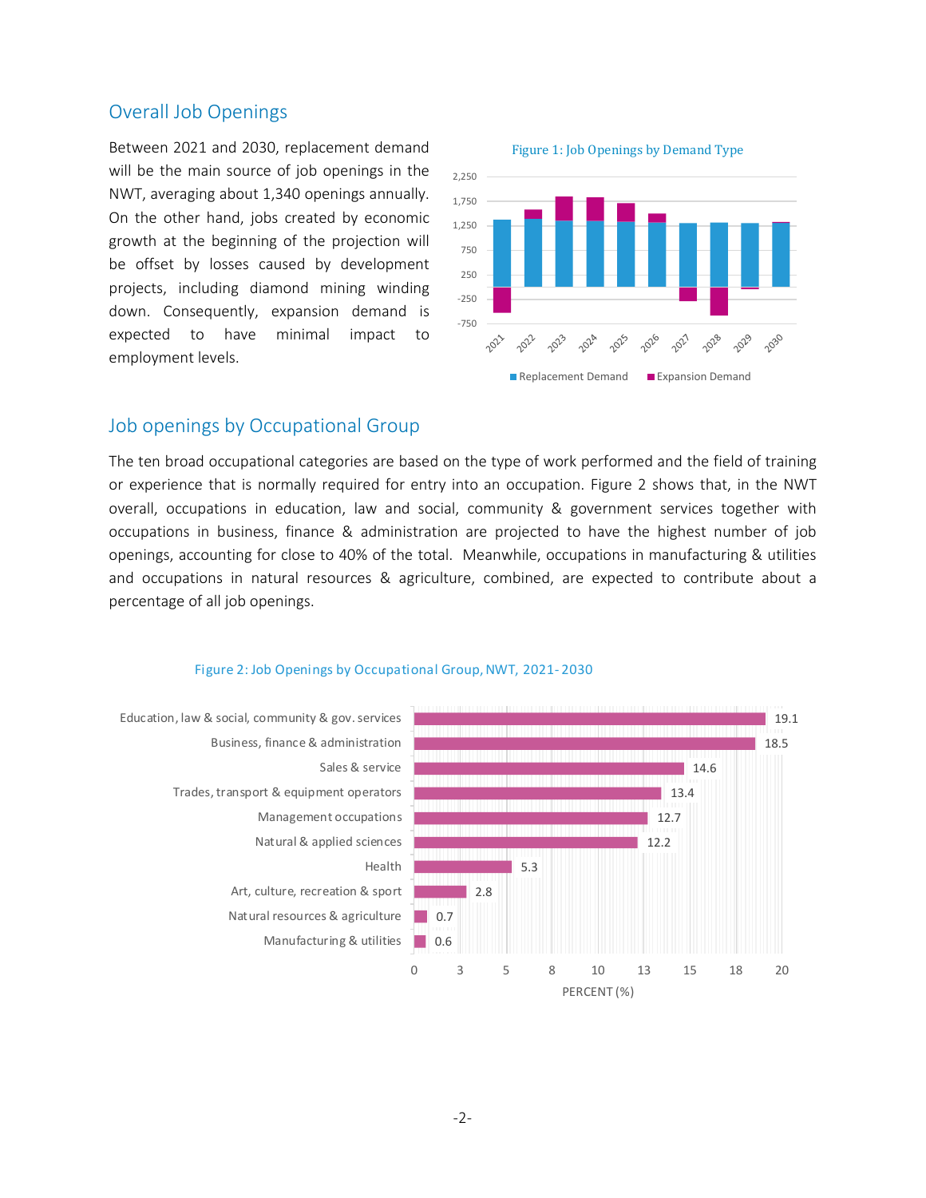## Overall Job Openings

Between 2021 and 2030, replacement demand will be the main source of job openings in the NWT, averaging about 1,340 openings annually. On the other hand, jobs created by economic growth at the beginning of the projection will be offset by losses caused by development projects, including diamond mining winding down. Consequently, expansion demand is expected to have minimal impact to employment levels.

Figure 1: Job Openings by Demand Type

## Job openings by Occupational Group

The ten broad occupational categories are based on the type of work performed and the field of training or experience that is normally required for entry into an occupation. Figure 2 shows that, in the NWT overall, occupations in education, law and social, community & government services together with occupations in business, finance & administration are projected to have the highest number of job openings, accounting for close to 40% of the total. Meanwhile, occupations in manufacturing & utilities and occupations in natural resources & agriculture, combined, are expected to contribute about a percentage of all job openings.

Figure 2: Job Openings by Occupational Group, NWT, 2021-2030

| Occupational Group | Percent (%) |
| --- | --- |
| Education, law & social, community & gov. services | 19.1 |
| Business, finance & administration | 18.5 |
| Sales & service | 14.6 |
| Trades, transport & equipment operators | 13.4 |
| Management occupations | 12.7 |
| Natural & applied sciences | 12.2 |
| Health | 5.3 |
| Art, culture, recreation & sport | 2.8 |
| Natural resources & agriculture | 0.7 |
| Manufacturing & utilities | 0.6 |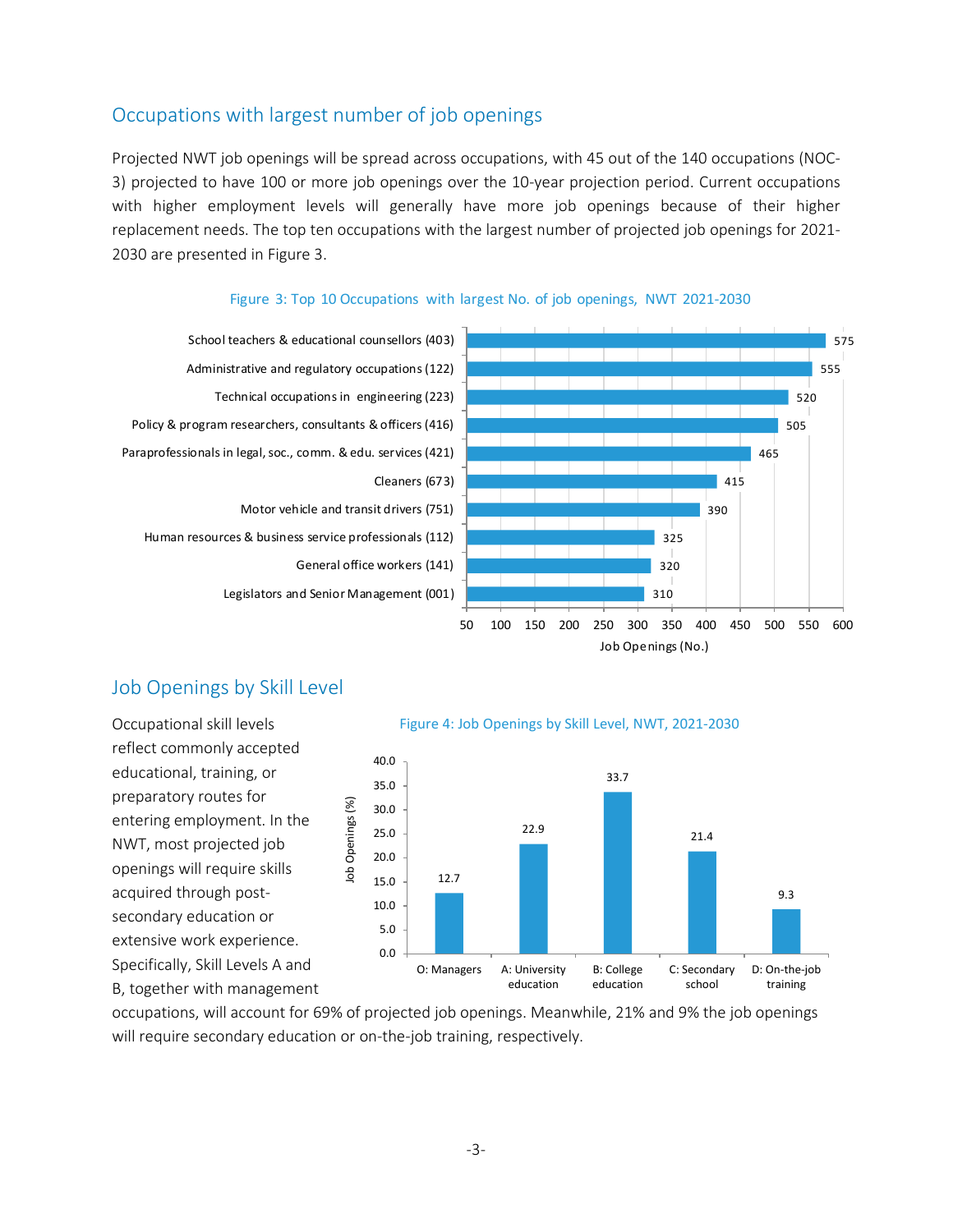## Occupations with largest number of job openings

Projected NWT job openings will be spread across occupations, with 45 out of the 140 occupations (NOC-3) projected to have 100 or more job openings over the 10-year projection period. Current occupations with higher employment levels will generally have more job openings because of their higher replacement needs. The top ten occupations with the largest number of projected job openings for 2021-2030 are presented in Figure 3.

Figure 3: Top 10 Occupations with largest No. of job openings, NWT 2021-2030

| Occupation | Job Openings (No.) |
|---|---|
| School teachers & educational counsellors (403) | 575 |
| Administrative and regulatory occupations (122) | 555 |
| Technical occupations in engineering (223) | 520 |
| Policy & program researchers, consultants & officers (416) | 505 |
| Paraprofessionals in legal, soc., comm. & edu. services (421) | 465 |
| Cleaners (673) | 415 |
| Motor vehicle and transit drivers (751) | 390 |
| Human resources & business service professionals (112) | 325 |
| General office workers (141) | 320 |
| Legislators and Senior Management (001) | 310 |

## Job Openings by Skill Level

Figure 4: Job Openings by Skill Level, NWT, 2021-2030

| Skill Level | Job Openings (%) |
|---|---|
| O: Managers | 12.7 |
| A: University education | 22.9 |
| B: College education | 33.7 |
| C: Secondary school | 21.4 |
| D: On-the-job training | 9.3 |

Occupational skill levels reflect commonly accepted educational, training, or preparatory routes for entering employment. In the NWT, most projected job openings will require skills acquired through post-secondary education or extensive work experience. Specifically, Skill Levels A and B, together with management occupations, will account for 69% of projected job openings. Meanwhile, 21% and 9% the job openings will require secondary education or on-the-job training, respectively.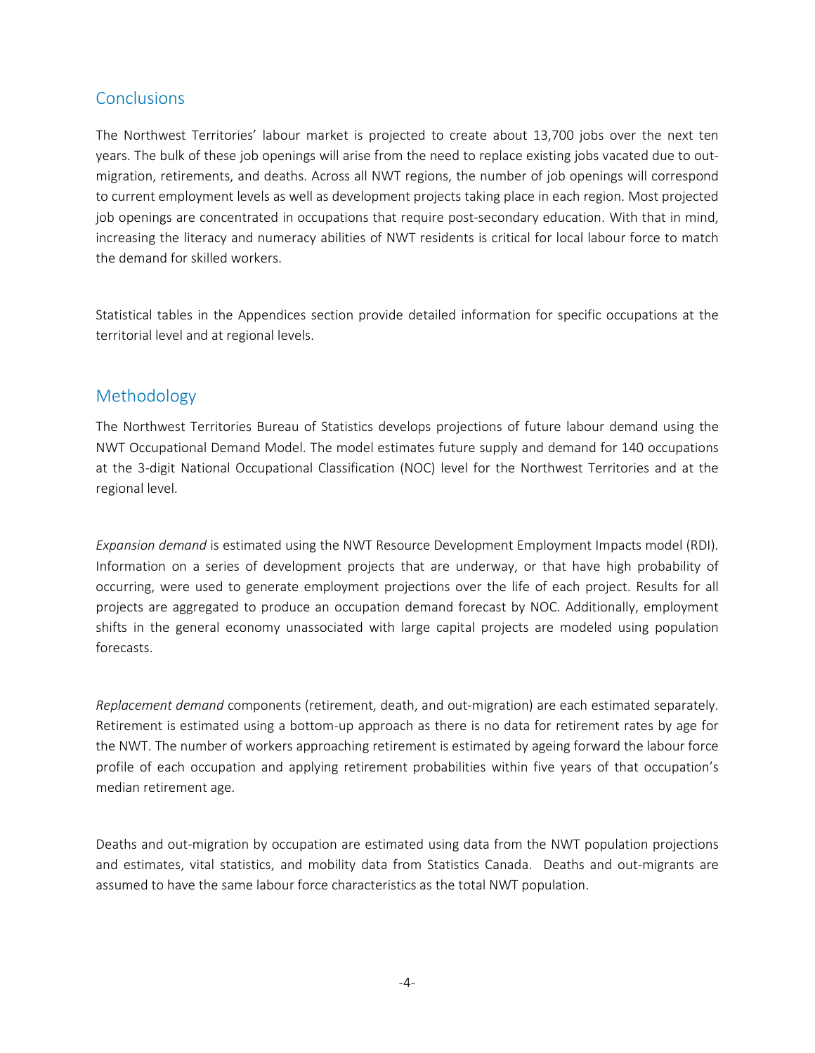## Conclusions

The Northwest Territories' labour market is projected to create about 13,700 jobs over the next ten years. The bulk of these job openings will arise from the need to replace existing jobs vacated due to out-migration, retirements, and deaths. Across all NWT regions, the number of job openings will correspond to current employment levels as well as development projects taking place in each region. Most projected job openings are concentrated in occupations that require post-secondary education. With that in mind, increasing the literacy and numeracy abilities of NWT residents is critical for local labour force to match the demand for skilled workers.

Statistical tables in the Appendices section provide detailed information for specific occupations at the territorial level and at regional levels.

## Methodology

The Northwest Territories Bureau of Statistics develops projections of future labour demand using the NWT Occupational Demand Model. The model estimates future supply and demand for 140 occupations at the 3-digit National Occupational Classification (NOC) level for the Northwest Territories and at the regional level.

*Expansion demand* is estimated using the NWT Resource Development Employment Impacts model (RDI). Information on a series of development projects that are underway, or that have high probability of occurring, were used to generate employment projections over the life of each project. Results for all projects are aggregated to produce an occupation demand forecast by NOC. Additionally, employment shifts in the general economy unassociated with large capital projects are modeled using population forecasts.

*Replacement demand* components (retirement, death, and out-migration) are each estimated separately. Retirement is estimated using a bottom-up approach as there is no data for retirement rates by age for the NWT. The number of workers approaching retirement is estimated by ageing forward the labour force profile of each occupation and applying retirement probabilities within five years of that occupation's median retirement age.

Deaths and out-migration by occupation are estimated using data from the NWT population projections and estimates, vital statistics, and mobility data from Statistics Canada. Deaths and out-migrants are assumed to have the same labour force characteristics as the total NWT population.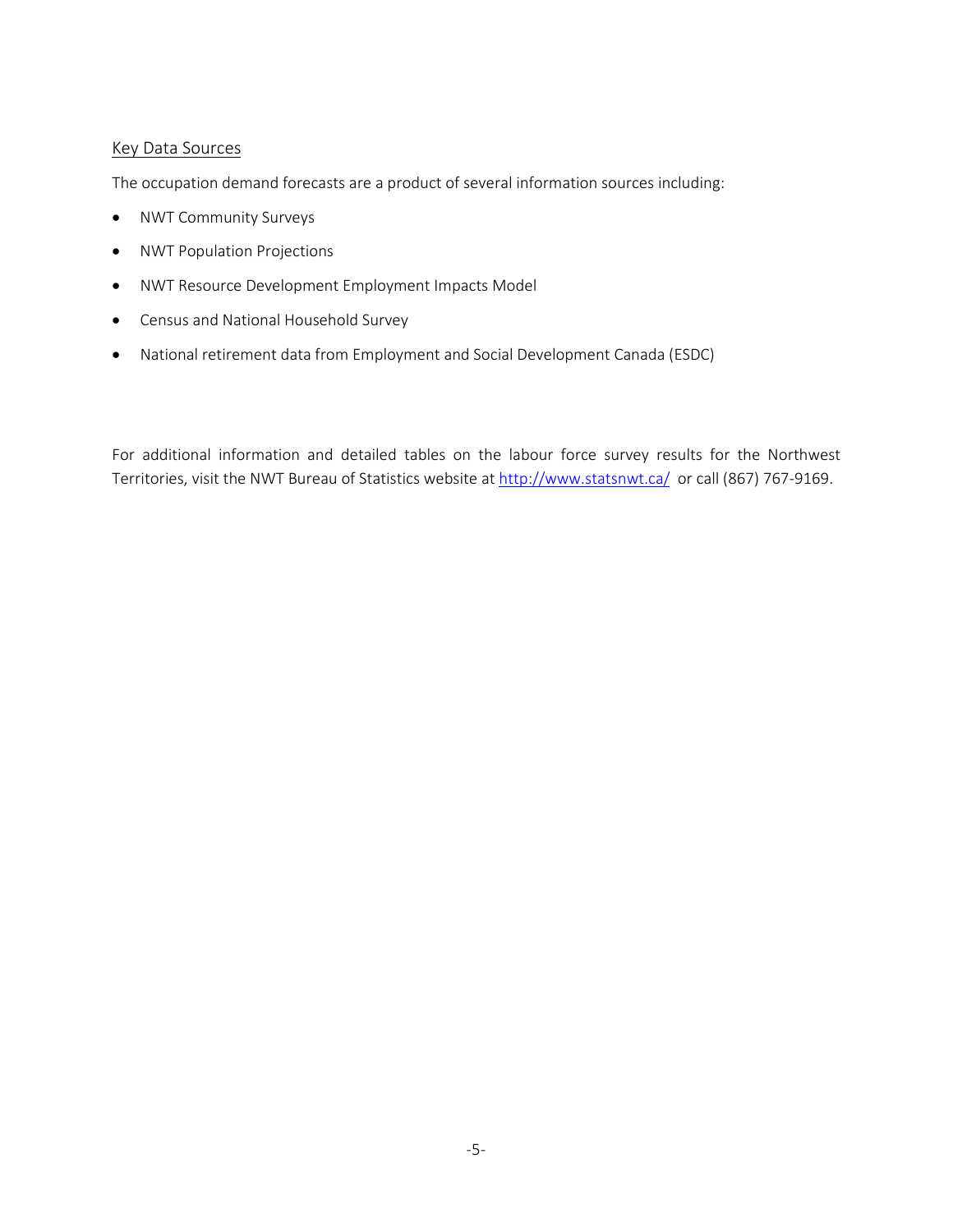## Key Data Sources

The occupation demand forecasts are a product of several information sources including:

- NWT Community Surveys
- NWT Population Projections
- NWT Resource Development Employment Impacts Model
- Census and National Household Survey
- National retirement data from Employment and Social Development Canada (ESDC)

For additional information and detailed tables on the labour force survey results for the Northwest Territories, visit the NWT Bureau of Statistics website at [http://www.statsnwt.ca/](http://www.statsnwt.ca/) or call (867) 767-9169.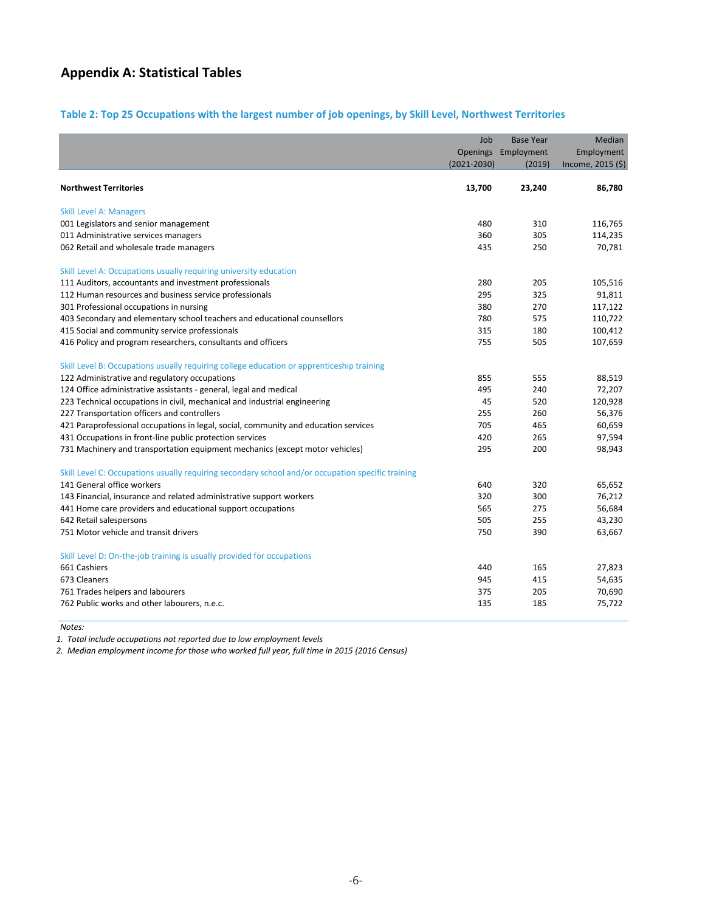## Appendix A: Statistical Tables

### Table 2: Top 25 Occupations with the largest number of job openings, by Skill Level, Northwest Territories

| | Job Openings (2021-2030) | Base Year Employment (2019) | Median Employment Income, 2015 ($) |
|---|---|---|---|
| **Northwest Territories** | **13,700** | **23,240** | **86,780** |
| Skill Level A: Managers | | | |
| 001 Legislators and senior management | 480 | 310 | 116,765 |
| 011 Administrative services managers | 360 | 305 | 114,235 |
| 062 Retail and wholesale trade managers | 435 | 250 | 70,781 |
| Skill Level A: Occupations usually requiring university education | | | |
| 111 Auditors, accountants and investment professionals | 280 | 205 | 105,516 |
| 112 Human resources and business service professionals | 295 | 325 | 91,811 |
| 301 Professional occupations in nursing | 380 | 270 | 117,122 |
| 403 Secondary and elementary school teachers and educational counsellors | 780 | 575 | 110,722 |
| 415 Social and community service professionals | 315 | 180 | 100,412 |
| 416 Policy and program researchers, consultants and officers | 755 | 505 | 107,659 |
| Skill Level B: Occupations usually requiring college education or apprenticeship training | | | |
| 122 Administrative and regulatory occupations | 855 | 555 | 88,519 |
| 124 Office administrative assistants - general, legal and medical | 495 | 240 | 72,207 |
| 223 Technical occupations in civil, mechanical and industrial engineering | 45 | 520 | 120,928 |
| 227 Transportation officers and controllers | 255 | 260 | 56,376 |
| 421 Paraprofessional occupations in legal, social, community and education services | 705 | 465 | 60,659 |
| 431 Occupations in front-line public protection services | 420 | 265 | 97,594 |
| 731 Machinery and transportation equipment mechanics (except motor vehicles) | 295 | 200 | 98,943 |
| Skill Level C: Occupations usually requiring secondary school and/or occupation specific training | | | |
| 141 General office workers | 640 | 320 | 65,652 |
| 143 Financial, insurance and related administrative support workers | 320 | 300 | 76,212 |
| 441 Home care providers and educational support occupations | 565 | 275 | 56,684 |
| 642 Retail salespersons | 505 | 255 | 43,230 |
| 751 Motor vehicle and transit drivers | 750 | 390 | 63,667 |
| Skill Level D: On-the-job training is usually provided for occupations | | | |
| 661 Cashiers | 440 | 165 | 27,823 |
| 673 Cleaners | 945 | 415 | 54,635 |
| 761 Trades helpers and labourers | 375 | 205 | 70,690 |
| 762 Public works and other labourers, n.e.c. | 135 | 185 | 75,722 |

*Notes:*

1. *Total include occupations not reported due to low employment levels*
2. *Median employment income for those who worked full year, full time in 2015 (2016 Census)*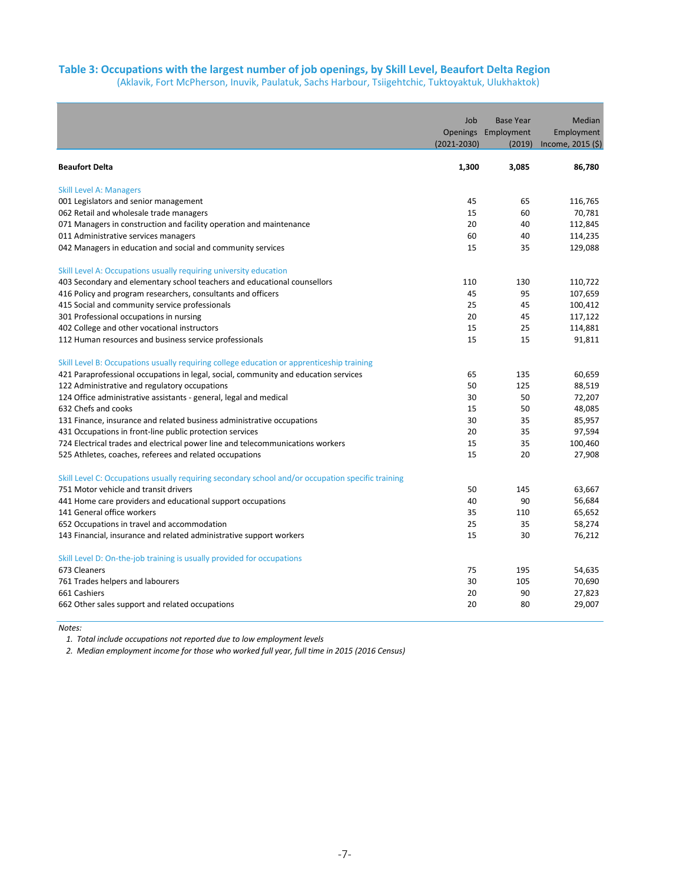## Table 3: Occupations with the largest number of job openings, by Skill Level, Beaufort Delta Region

(Aklavik, Fort McPherson, Inuvik, Paulatuk, Sachs Harbour, Tsiigehtchic, Tuktoyaktuk, Ulukhaktok)

| | Job Openings (2021-2030) | Base Year Employment (2019) | Median Employment Income, 2015 ($) |
|---|---|---|---|
| **Beaufort Delta** | **1,300** | **3,085** | **86,780** |
| Skill Level A: Managers | | | |
| 001 Legislators and senior management | 45 | 65 | 116,765 |
| 062 Retail and wholesale trade managers | 15 | 60 | 70,781 |
| 071 Managers in construction and facility operation and maintenance | 20 | 40 | 112,845 |
| 011 Administrative services managers | 60 | 40 | 114,235 |
| 042 Managers in education and social and community services | 15 | 35 | 129,088 |
| Skill Level A: Occupations usually requiring university education | | | |
| 403 Secondary and elementary school teachers and educational counsellors | 110 | 130 | 110,722 |
| 416 Policy and program researchers, consultants and officers | 45 | 95 | 107,659 |
| 415 Social and community service professionals | 25 | 45 | 100,412 |
| 301 Professional occupations in nursing | 20 | 45 | 117,122 |
| 402 College and other vocational instructors | 15 | 25 | 114,881 |
| 112 Human resources and business service professionals | 15 | 15 | 91,811 |
| Skill Level B: Occupations usually requiring college education or apprenticeship training | | | |
| 421 Paraprofessional occupations in legal, social, community and education services | 65 | 135 | 60,659 |
| 122 Administrative and regulatory occupations | 50 | 125 | 88,519 |
| 124 Office administrative assistants - general, legal and medical | 30 | 50 | 72,207 |
| 632 Chefs and cooks | 15 | 50 | 48,085 |
| 131 Finance, insurance and related business administrative occupations | 30 | 35 | 85,957 |
| 431 Occupations in front-line public protection services | 20 | 35 | 97,594 |
| 724 Electrical trades and electrical power line and telecommunications workers | 15 | 35 | 100,460 |
| 525 Athletes, coaches, referees and related occupations | 15 | 20 | 27,908 |
| Skill Level C: Occupations usually requiring secondary school and/or occupation specific training | | | |
| 751 Motor vehicle and transit drivers | 50 | 145 | 63,667 |
| 441 Home care providers and educational support occupations | 40 | 90 | 56,684 |
| 141 General office workers | 35 | 110 | 65,652 |
| 652 Occupations in travel and accommodation | 25 | 35 | 58,274 |
| 143 Financial, insurance and related administrative support workers | 15 | 30 | 76,212 |
| Skill Level D: On-the-job training is usually provided for occupations | | | |
| 673 Cleaners | 75 | 195 | 54,635 |
| 761 Trades helpers and labourers | 30 | 105 | 70,690 |
| 661 Cashiers | 20 | 90 | 27,823 |
| 662 Other sales support and related occupations | 20 | 80 | 29,007 |

*Notes:*

1. *Total include occupations not reported due to low employment levels*
2. *Median employment income for those who worked full year, full time in 2015 (2016 Census)*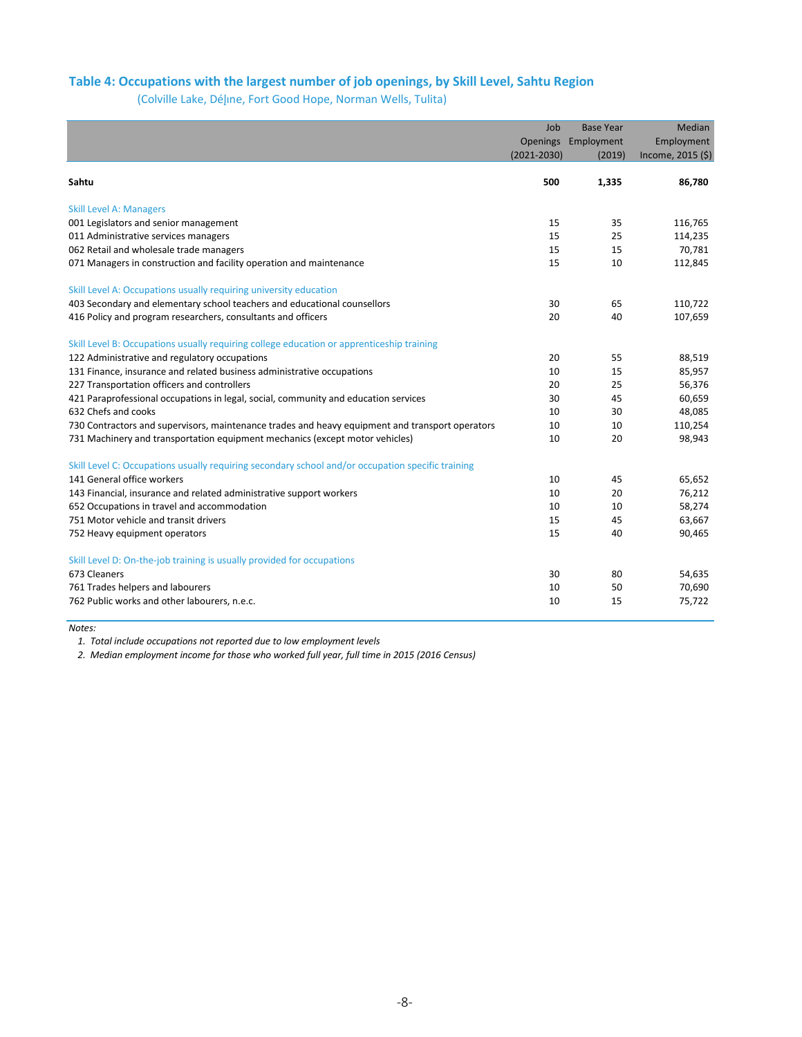## Table 4: Occupations with the largest number of job openings, by Skill Level, Sahtu Region

(Colville Lake, Déljne, Fort Good Hope, Norman Wells, Tulita)

| | Job Openings (2021-2030) | Base Year Employment (2019) | Median Employment Income, 2015 ($) |
|---|---|---|---|
| **Sahtu** | **500** | **1,335** | **86,780** |
| Skill Level A: Managers | | | |
| 001 Legislators and senior management | 15 | 35 | 116,765 |
| 011 Administrative services managers | 15 | 25 | 114,235 |
| 062 Retail and wholesale trade managers | 15 | 15 | 70,781 |
| 071 Managers in construction and facility operation and maintenance | 15 | 10 | 112,845 |
| Skill Level A: Occupations usually requiring university education | | | |
| 403 Secondary and elementary school teachers and educational counsellors | 30 | 65 | 110,722 |
| 416 Policy and program researchers, consultants and officers | 20 | 40 | 107,659 |
| Skill Level B: Occupations usually requiring college education or apprenticeship training | | | |
| 122 Administrative and regulatory occupations | 20 | 55 | 88,519 |
| 131 Finance, insurance and related business administrative occupations | 10 | 15 | 85,957 |
| 227 Transportation officers and controllers | 20 | 25 | 56,376 |
| 421 Paraprofessional occupations in legal, social, community and education services | 30 | 45 | 60,659 |
| 632 Chefs and cooks | 10 | 30 | 48,085 |
| 730 Contractors and supervisors, maintenance trades and heavy equipment and transport operators | 10 | 10 | 110,254 |
| 731 Machinery and transportation equipment mechanics (except motor vehicles) | 10 | 20 | 98,943 |
| Skill Level C: Occupations usually requiring secondary school and/or occupation specific training | | | |
| 141 General office workers | 10 | 45 | 65,652 |
| 143 Financial, insurance and related administrative support workers | 10 | 20 | 76,212 |
| 652 Occupations in travel and accommodation | 10 | 10 | 58,274 |
| 751 Motor vehicle and transit drivers | 15 | 45 | 63,667 |
| 752 Heavy equipment operators | 15 | 40 | 90,465 |
| Skill Level D: On-the-job training is usually provided for occupations | | | |
| 673 Cleaners | 30 | 80 | 54,635 |
| 761 Trades helpers and labourers | 10 | 50 | 70,690 |
| 762 Public works and other labourers, n.e.c. | 10 | 15 | 75,722 |

*Notes:*

1. *Total include occupations not reported due to low employment levels*
2. *Median employment income for those who worked full year, full time in 2015 (2016 Census)*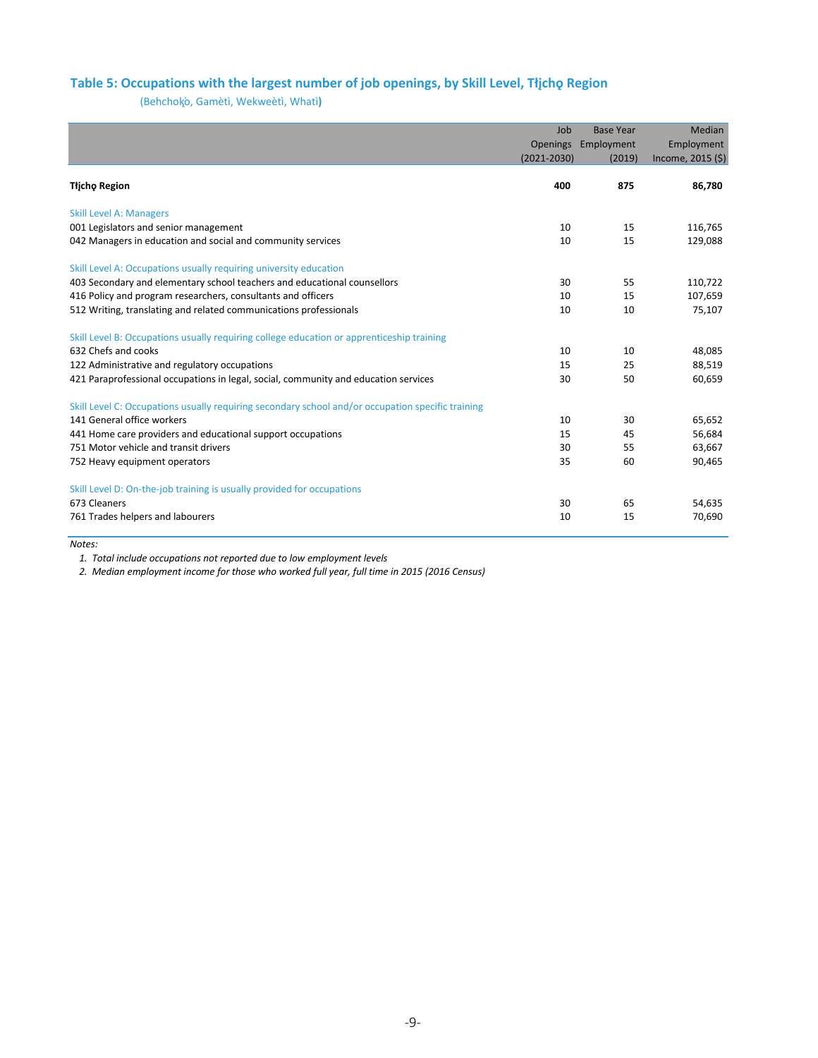## Table 5: Occupations with the largest number of job openings, by Skill Level, Tłı̨chǫ Region

(Behchokǫ̀, Gamètì, Wekweètì, Whatì)

| | Job Openings (2021-2030) | Base Year Employment (2019) | Median Employment Income, 2015 ($) |
|---|---|---|---|
| **Tłı̨chǫ Region** | **400** | **875** | **86,780** |
| Skill Level A: Managers | | | |
| 001 Legislators and senior management | 10 | 15 | 116,765 |
| 042 Managers in education and social and community services | 10 | 15 | 129,088 |
| Skill Level A: Occupations usually requiring university education | | | |
| 403 Secondary and elementary school teachers and educational counsellors | 30 | 55 | 110,722 |
| 416 Policy and program researchers, consultants and officers | 10 | 15 | 107,659 |
| 512 Writing, translating and related communications professionals | 10 | 10 | 75,107 |
| Skill Level B: Occupations usually requiring college education or apprenticeship training | | | |
| 632 Chefs and cooks | 10 | 10 | 48,085 |
| 122 Administrative and regulatory occupations | 15 | 25 | 88,519 |
| 421 Paraprofessional occupations in legal, social, community and education services | 30 | 50 | 60,659 |
| Skill Level C: Occupations usually requiring secondary school and/or occupation specific training | | | |
| 141 General office workers | 10 | 30 | 65,652 |
| 441 Home care providers and educational support occupations | 15 | 45 | 56,684 |
| 751 Motor vehicle and transit drivers | 30 | 55 | 63,667 |
| 752 Heavy equipment operators | 35 | 60 | 90,465 |
| Skill Level D: On-the-job training is usually provided for occupations | | | |
| 673 Cleaners | 30 | 65 | 54,635 |
| 761 Trades helpers and labourers | 10 | 15 | 70,690 |

*Notes:*

1. *Total include occupations not reported due to low employment levels*
2. *Median employment income for those who worked full year, full time in 2015 (2016 Census)*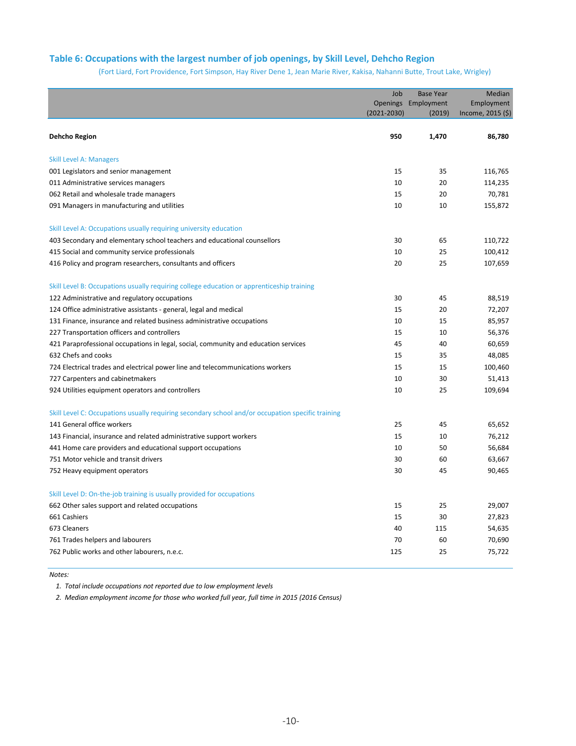## Table 6: Occupations with the largest number of job openings, by Skill Level, Dehcho Region

(Fort Liard, Fort Providence, Fort Simpson, Hay River Dene 1, Jean Marie River, Kakisa, Nahanni Butte, Trout Lake, Wrigley)

| | Job Openings (2021-2030) | Base Year Employment (2019) | Median Employment Income, 2015 ($) |
|---|---|---|---|
| **Dehcho Region** | **950** | **1,470** | **86,780** |
| Skill Level A: Managers | | | |
| 001 Legislators and senior management | 15 | 35 | 116,765 |
| 011 Administrative services managers | 10 | 20 | 114,235 |
| 062 Retail and wholesale trade managers | 15 | 20 | 70,781 |
| 091 Managers in manufacturing and utilities | 10 | 10 | 155,872 |
| Skill Level A: Occupations usually requiring university education | | | |
| 403 Secondary and elementary school teachers and educational counsellors | 30 | 65 | 110,722 |
| 415 Social and community service professionals | 10 | 25 | 100,412 |
| 416 Policy and program researchers, consultants and officers | 20 | 25 | 107,659 |
| Skill Level B: Occupations usually requiring college education or apprenticeship training | | | |
| 122 Administrative and regulatory occupations | 30 | 45 | 88,519 |
| 124 Office administrative assistants - general, legal and medical | 15 | 20 | 72,207 |
| 131 Finance, insurance and related business administrative occupations | 10 | 15 | 85,957 |
| 227 Transportation officers and controllers | 15 | 10 | 56,376 |
| 421 Paraprofessional occupations in legal, social, community and education services | 45 | 40 | 60,659 |
| 632 Chefs and cooks | 15 | 35 | 48,085 |
| 724 Electrical trades and electrical power line and telecommunications workers | 15 | 15 | 100,460 |
| 727 Carpenters and cabinetmakers | 10 | 30 | 51,413 |
| 924 Utilities equipment operators and controllers | 10 | 25 | 109,694 |
| Skill Level C: Occupations usually requiring secondary school and/or occupation specific training | | | |
| 141 General office workers | 25 | 45 | 65,652 |
| 143 Financial, insurance and related administrative support workers | 15 | 10 | 76,212 |
| 441 Home care providers and educational support occupations | 10 | 50 | 56,684 |
| 751 Motor vehicle and transit drivers | 30 | 60 | 63,667 |
| 752 Heavy equipment operators | 30 | 45 | 90,465 |
| Skill Level D: On-the-job training is usually provided for occupations | | | |
| 662 Other sales support and related occupations | 15 | 25 | 29,007 |
| 661 Cashiers | 15 | 30 | 27,823 |
| 673 Cleaners | 40 | 115 | 54,635 |
| 761 Trades helpers and labourers | 70 | 60 | 70,690 |
| 762 Public works and other labourers, n.e.c. | 125 | 25 | 75,722 |

*Notes:*

1. *Total include occupations not reported due to low employment levels*
2. *Median employment income for those who worked full year, full time in 2015 (2016 Census)*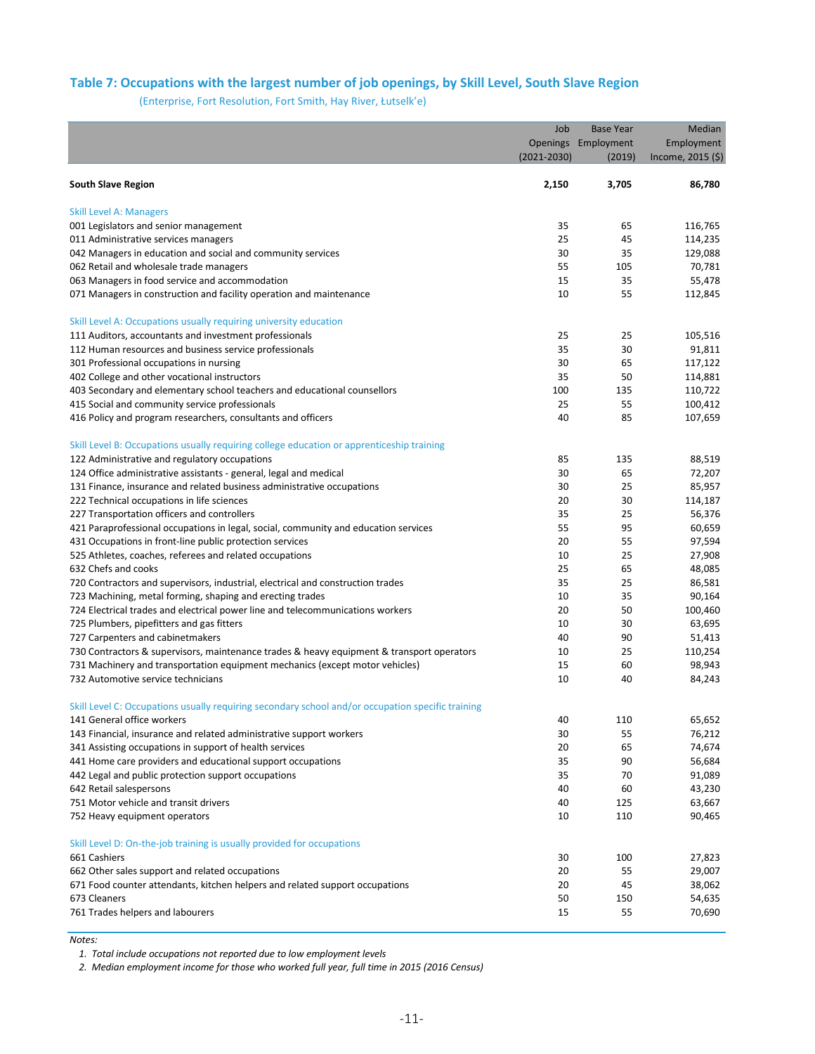## Table 7: Occupations with the largest number of job openings, by Skill Level, South Slave Region

(Enterprise, Fort Resolution, Fort Smith, Hay River, Łutselk'e)

| | Job Openings (2021-2030) | Base Year Employment (2019) | Median Employment Income, 2015 ($) |
|---|---|---|---|
| **South Slave Region** | **2,150** | **3,705** | **86,780** |
| **Skill Level A: Managers** | | | |
| 001 Legislators and senior management | 35 | 65 | 116,765 |
| 011 Administrative services managers | 25 | 45 | 114,235 |
| 042 Managers in education and social and community services | 30 | 35 | 129,088 |
| 062 Retail and wholesale trade managers | 55 | 105 | 70,781 |
| 063 Managers in food service and accommodation | 15 | 35 | 55,478 |
| 071 Managers in construction and facility operation and maintenance | 10 | 55 | 112,845 |
| **Skill Level A: Occupations usually requiring university education** | | | |
| 111 Auditors, accountants and investment professionals | 25 | 25 | 105,516 |
| 112 Human resources and business service professionals | 35 | 30 | 91,811 |
| 301 Professional occupations in nursing | 30 | 65 | 117,122 |
| 402 College and other vocational instructors | 35 | 50 | 114,881 |
| 403 Secondary and elementary school teachers and educational counsellors | 100 | 135 | 110,722 |
| 415 Social and community service professionals | 25 | 55 | 100,412 |
| 416 Policy and program researchers, consultants and officers | 40 | 85 | 107,659 |
| **Skill Level B: Occupations usually requiring college education or apprenticeship training** | | | |
| 122 Administrative and regulatory occupations | 85 | 135 | 88,519 |
| 124 Office administrative assistants - general, legal and medical | 30 | 65 | 72,207 |
| 131 Finance, insurance and related business administrative occupations | 30 | 25 | 85,957 |
| 222 Technical occupations in life sciences | 20 | 30 | 114,187 |
| 227 Transportation officers and controllers | 35 | 25 | 56,376 |
| 421 Paraprofessional occupations in legal, social, community and education services | 55 | 95 | 60,659 |
| 431 Occupations in front-line public protection services | 20 | 55 | 97,594 |
| 525 Athletes, coaches, referees and related occupations | 10 | 25 | 27,908 |
| 632 Chefs and cooks | 25 | 65 | 48,085 |
| 720 Contractors and supervisors, industrial, electrical and construction trades | 35 | 25 | 86,581 |
| 723 Machining, metal forming, shaping and erecting trades | 10 | 35 | 90,164 |
| 724 Electrical trades and electrical power line and telecommunications workers | 20 | 50 | 100,460 |
| 725 Plumbers, pipefitters and gas fitters | 10 | 30 | 63,695 |
| 727 Carpenters and cabinetmakers | 40 | 90 | 51,413 |
| 730 Contractors & supervisors, maintenance trades & heavy equipment & transport operators | 10 | 25 | 110,254 |
| 731 Machinery and transportation equipment mechanics (except motor vehicles) | 15 | 60 | 98,943 |
| 732 Automotive service technicians | 10 | 40 | 84,243 |
| **Skill Level C: Occupations usually requiring secondary school and/or occupation specific training** | | | |
| 141 General office workers | 40 | 110 | 65,652 |
| 143 Financial, insurance and related administrative support workers | 30 | 55 | 76,212 |
| 341 Assisting occupations in support of health services | 20 | 65 | 74,674 |
| 441 Home care providers and educational support occupations | 35 | 90 | 56,684 |
| 442 Legal and public protection support occupations | 35 | 70 | 91,089 |
| 642 Retail salespersons | 40 | 60 | 43,230 |
| 751 Motor vehicle and transit drivers | 40 | 125 | 63,667 |
| 752 Heavy equipment operators | 10 | 110 | 90,465 |
| **Skill Level D: On-the-job training is usually provided for occupations** | | | |
| 661 Cashiers | 30 | 100 | 27,823 |
| 662 Other sales support and related occupations | 20 | 55 | 29,007 |
| 671 Food counter attendants, kitchen helpers and related support occupations | 20 | 45 | 38,062 |
| 673 Cleaners | 50 | 150 | 54,635 |
| 761 Trades helpers and labourers | 15 | 55 | 70,690 |

*Notes:*

1. *Total include occupations not reported due to low employment levels*
2. *Median employment income for those who worked full year, full time in 2015 (2016 Census)*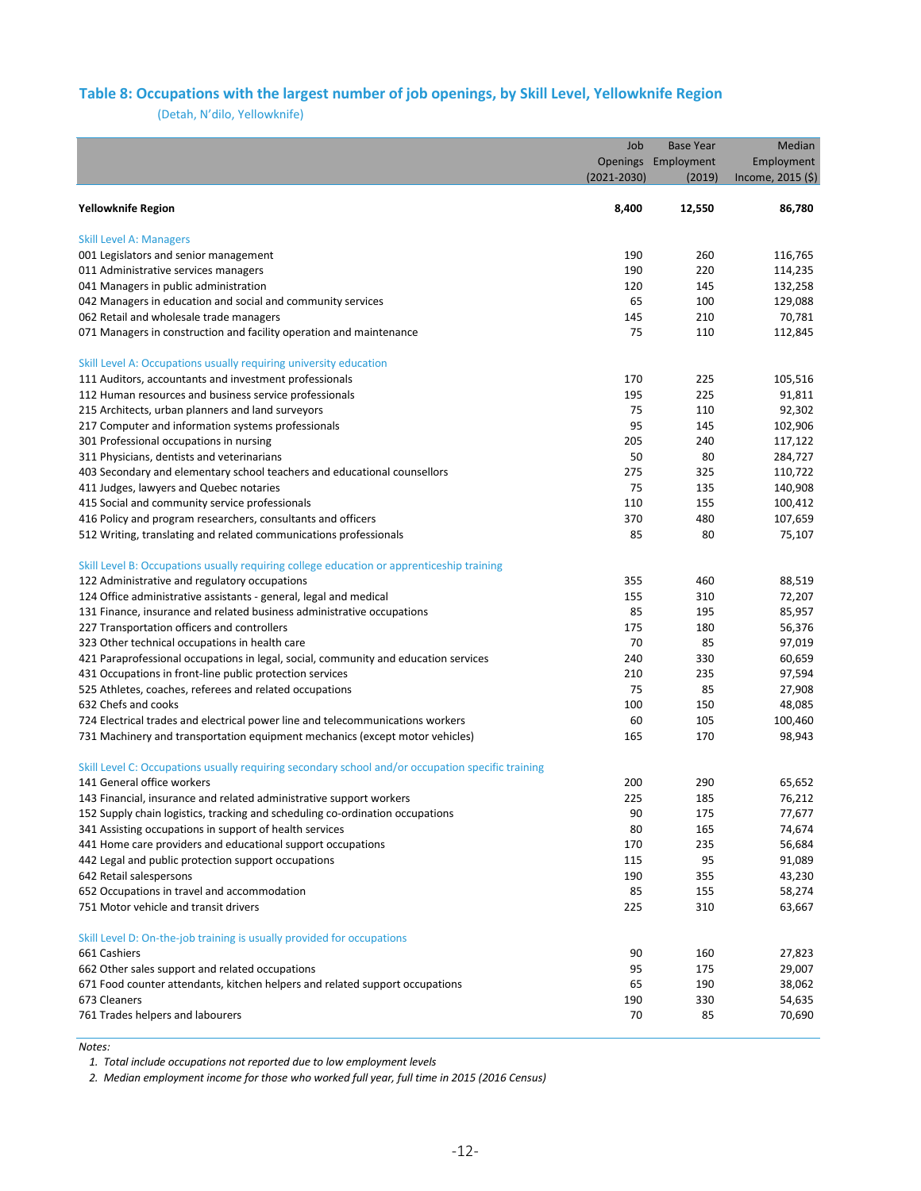### Table 8: Occupations with the largest number of job openings, by Skill Level, Yellowknife Region

(Detah, N'dilo, Yellowknife)

| | Job Openings (2021-2030) | Base Year Employment (2019) | Median Employment Income, 2015 ($) |
|---|---|---|---|
| **Yellowknife Region** | **8,400** | **12,550** | **86,780** |
| Skill Level A: Managers | | | |
| 001 Legislators and senior management | 190 | 260 | 116,765 |
| 011 Administrative services managers | 190 | 220 | 114,235 |
| 041 Managers in public administration | 120 | 145 | 132,258 |
| 042 Managers in education and social and community services | 65 | 100 | 129,088 |
| 062 Retail and wholesale trade managers | 145 | 210 | 70,781 |
| 071 Managers in construction and facility operation and maintenance | 75 | 110 | 112,845 |
| Skill Level A: Occupations usually requiring university education | | | |
| 111 Auditors, accountants and investment professionals | 170 | 225 | 105,516 |
| 112 Human resources and business service professionals | 195 | 225 | 91,811 |
| 215 Architects, urban planners and land surveyors | 75 | 110 | 92,302 |
| 217 Computer and information systems professionals | 95 | 145 | 102,906 |
| 301 Professional occupations in nursing | 205 | 240 | 117,122 |
| 311 Physicians, dentists and veterinarians | 50 | 80 | 284,727 |
| 403 Secondary and elementary school teachers and educational counsellors | 275 | 325 | 110,722 |
| 411 Judges, lawyers and Quebec notaries | 75 | 135 | 140,908 |
| 415 Social and community service professionals | 110 | 155 | 100,412 |
| 416 Policy and program researchers, consultants and officers | 370 | 480 | 107,659 |
| 512 Writing, translating and related communications professionals | 85 | 80 | 75,107 |
| Skill Level B: Occupations usually requiring college education or apprenticeship training | | | |
| 122 Administrative and regulatory occupations | 355 | 460 | 88,519 |
| 124 Office administrative assistants - general, legal and medical | 155 | 310 | 72,207 |
| 131 Finance, insurance and related business administrative occupations | 85 | 195 | 85,957 |
| 227 Transportation officers and controllers | 175 | 180 | 56,376 |
| 323 Other technical occupations in health care | 70 | 85 | 97,019 |
| 421 Paraprofessional occupations in legal, social, community and education services | 240 | 330 | 60,659 |
| 431 Occupations in front-line public protection services | 210 | 235 | 97,594 |
| 525 Athletes, coaches, referees and related occupations | 75 | 85 | 27,908 |
| 632 Chefs and cooks | 100 | 150 | 48,085 |
| 724 Electrical trades and electrical power line and telecommunications workers | 60 | 105 | 100,460 |
| 731 Machinery and transportation equipment mechanics (except motor vehicles) | 165 | 170 | 98,943 |
| Skill Level C: Occupations usually requiring secondary school and/or occupation specific training | | | |
| 141 General office workers | 200 | 290 | 65,652 |
| 143 Financial, insurance and related administrative support workers | 225 | 185 | 76,212 |
| 152 Supply chain logistics, tracking and scheduling co-ordination occupations | 90 | 175 | 77,677 |
| 341 Assisting occupations in support of health services | 80 | 165 | 74,674 |
| 441 Home care providers and educational support occupations | 170 | 235 | 56,684 |
| 442 Legal and public protection support occupations | 115 | 95 | 91,089 |
| 642 Retail salespersons | 190 | 355 | 43,230 |
| 652 Occupations in travel and accommodation | 85 | 155 | 58,274 |
| 751 Motor vehicle and transit drivers | 225 | 310 | 63,667 |
| Skill Level D: On-the-job training is usually provided for occupations | | | |
| 661 Cashiers | 90 | 160 | 27,823 |
| 662 Other sales support and related occupations | 95 | 175 | 29,007 |
| 671 Food counter attendants, kitchen helpers and related support occupations | 65 | 190 | 38,062 |
| 673 Cleaners | 190 | 330 | 54,635 |
| 761 Trades helpers and labourers | 70 | 85 | 70,690 |

*Notes:*

1. *Total include occupations not reported due to low employment levels*
2. *Median employment income for those who worked full year, full time in 2015 (2016 Census)*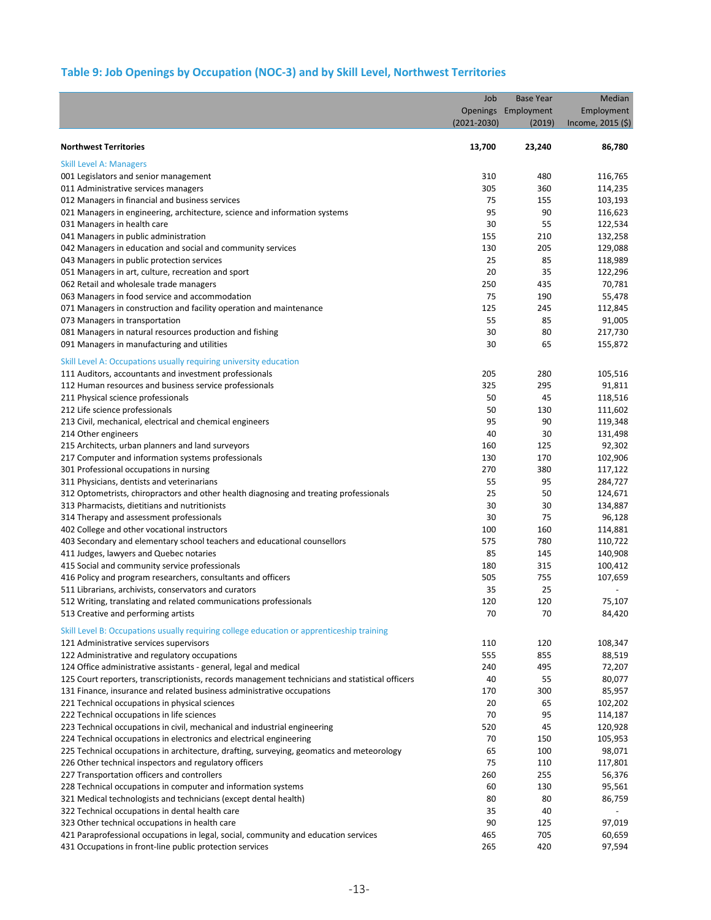## Table 9: Job Openings by Occupation (NOC-3) and by Skill Level, Northwest Territories

| | Job Openings (2021-2030) | Base Year Employment (2019) | Median Employment Income, 2015 ($) |
|---|---|---|---|
| **Northwest Territories** | **13,700** | **23,240** | **86,780** |
| Skill Level A: Managers | | | |
| 001 Legislators and senior management | 310 | 480 | 116,765 |
| 011 Administrative services managers | 305 | 360 | 114,235 |
| 012 Managers in financial and business services | 75 | 155 | 103,193 |
| 021 Managers in engineering, architecture, science and information systems | 95 | 90 | 116,623 |
| 031 Managers in health care | 30 | 55 | 122,534 |
| 041 Managers in public administration | 155 | 210 | 132,258 |
| 042 Managers in education and social and community services | 130 | 205 | 129,088 |
| 043 Managers in public protection services | 25 | 85 | 118,989 |
| 051 Managers in art, culture, recreation and sport | 20 | 35 | 122,296 |
| 062 Retail and wholesale trade managers | 250 | 435 | 70,781 |
| 063 Managers in food service and accommodation | 75 | 190 | 55,478 |
| 071 Managers in construction and facility operation and maintenance | 125 | 245 | 112,845 |
| 073 Managers in transportation | 55 | 85 | 91,005 |
| 081 Managers in natural resources production and fishing | 30 | 80 | 217,730 |
| 091 Managers in manufacturing and utilities | 30 | 65 | 155,872 |
| Skill Level A: Occupations usually requiring university education | | | |
| 111 Auditors, accountants and investment professionals | 205 | 280 | 105,516 |
| 112 Human resources and business service professionals | 325 | 295 | 91,811 |
| 211 Physical science professionals | 50 | 45 | 118,516 |
| 212 Life science professionals | 50 | 130 | 111,602 |
| 213 Civil, mechanical, electrical and chemical engineers | 95 | 90 | 119,348 |
| 214 Other engineers | 40 | 30 | 131,498 |
| 215 Architects, urban planners and land surveyors | 160 | 125 | 92,302 |
| 217 Computer and information systems professionals | 130 | 170 | 102,906 |
| 301 Professional occupations in nursing | 270 | 380 | 117,122 |
| 311 Physicians, dentists and veterinarians | 55 | 95 | 284,727 |
| 312 Optometrists, chiropractors and other health diagnosing and treating professionals | 25 | 50 | 124,671 |
| 313 Pharmacists, dietitians and nutritionists | 30 | 30 | 134,887 |
| 314 Therapy and assessment professionals | 30 | 75 | 96,128 |
| 402 College and other vocational instructors | 100 | 160 | 114,881 |
| 403 Secondary and elementary school teachers and educational counsellors | 575 | 780 | 110,722 |
| 411 Judges, lawyers and Quebec notaries | 85 | 145 | 140,908 |
| 415 Social and community service professionals | 180 | 315 | 100,412 |
| 416 Policy and program researchers, consultants and officers | 505 | 755 | 107,659 |
| 511 Librarians, archivists, conservators and curators | 35 | 25 | - |
| 512 Writing, translating and related communications professionals | 120 | 120 | 75,107 |
| 513 Creative and performing artists | 70 | 70 | 84,420 |
| Skill Level B: Occupations usually requiring college education or apprenticeship training | | | |
| 121 Administrative services supervisors | 110 | 120 | 108,347 |
| 122 Administrative and regulatory occupations | 555 | 855 | 88,519 |
| 124 Office administrative assistants - general, legal and medical | 240 | 495 | 72,207 |
| 125 Court reporters, transcriptionists, records management technicians and statistical officers | 40 | 55 | 80,077 |
| 131 Finance, insurance and related business administrative occupations | 170 | 300 | 85,957 |
| 221 Technical occupations in physical sciences | 20 | 65 | 102,202 |
| 222 Technical occupations in life sciences | 70 | 95 | 114,187 |
| 223 Technical occupations in civil, mechanical and industrial engineering | 520 | 45 | 120,928 |
| 224 Technical occupations in electronics and electrical engineering | 70 | 150 | 105,953 |
| 225 Technical occupations in architecture, drafting, surveying, geomatics and meteorology | 65 | 100 | 98,071 |
| 226 Other technical inspectors and regulatory officers | 75 | 110 | 117,801 |
| 227 Transportation officers and controllers | 260 | 255 | 56,376 |
| 228 Technical occupations in computer and information systems | 60 | 130 | 95,561 |
| 321 Medical technologists and technicians (except dental health) | 80 | 80 | 86,759 |
| 322 Technical occupations in dental health care | 35 | 40 | - |
| 323 Other technical occupations in health care | 90 | 125 | 97,019 |
| 421 Paraprofessional occupations in legal, social, community and education services | 465 | 705 | 60,659 |
| 431 Occupations in front-line public protection services | 265 | 420 | 97,594 |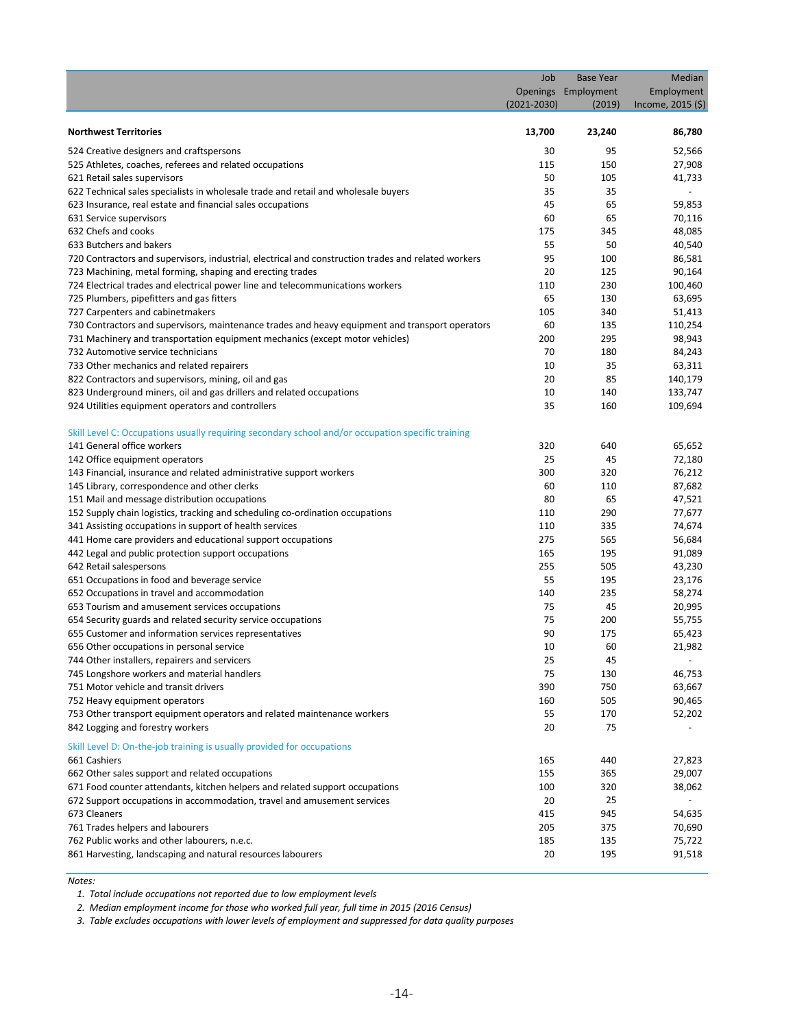| | Job Openings (2021-2030) | Base Year Employment (2019) | Median Employment Income, 2015 ($) |
|---|---|---|---|
| **Northwest Territories** | **13,700** | **23,240** | **86,780** |
| 524 Creative designers and craftspersons | 30 | 95 | 52,566 |
| 525 Athletes, coaches, referees and related occupations | 115 | 150 | 27,908 |
| 621 Retail sales supervisors | 50 | 105 | 41,733 |
| 622 Technical sales specialists in wholesale trade and retail and wholesale buyers | 35 | 35 | - |
| 623 Insurance, real estate and financial sales occupations | 45 | 65 | 59,853 |
| 631 Service supervisors | 60 | 65 | 70,116 |
| 632 Chefs and cooks | 175 | 345 | 48,085 |
| 633 Butchers and bakers | 55 | 50 | 40,540 |
| 720 Contractors and supervisors, industrial, electrical and construction trades and related workers | 95 | 100 | 86,581 |
| 723 Machining, metal forming, shaping and erecting trades | 20 | 125 | 90,164 |
| 724 Electrical trades and electrical power line and telecommunications workers | 110 | 230 | 100,460 |
| 725 Plumbers, pipefitters and gas fitters | 65 | 130 | 63,695 |
| 727 Carpenters and cabinetmakers | 105 | 340 | 51,413 |
| 730 Contractors and supervisors, maintenance trades and heavy equipment and transport operators | 60 | 135 | 110,254 |
| 731 Machinery and transportation equipment mechanics (except motor vehicles) | 200 | 295 | 98,943 |
| 732 Automotive service technicians | 70 | 180 | 84,243 |
| 733 Other mechanics and related repairers | 10 | 35 | 63,311 |
| 822 Contractors and supervisors, mining, oil and gas | 20 | 85 | 140,179 |
| 823 Underground miners, oil and gas drillers and related occupations | 10 | 140 | 133,747 |
| 924 Utilities equipment operators and controllers | 35 | 160 | 109,694 |
| Skill Level C: Occupations usually requiring secondary school and/or occupation specific training | | | |
| 141 General office workers | 320 | 640 | 65,652 |
| 142 Office equipment operators | 25 | 45 | 72,180 |
| 143 Financial, insurance and related administrative support workers | 300 | 320 | 76,212 |
| 145 Library, correspondence and other clerks | 60 | 110 | 87,682 |
| 151 Mail and message distribution occupations | 80 | 65 | 47,521 |
| 152 Supply chain logistics, tracking and scheduling co-ordination occupations | 110 | 290 | 77,677 |
| 341 Assisting occupations in support of health services | 110 | 335 | 74,674 |
| 441 Home care providers and educational support occupations | 275 | 565 | 56,684 |
| 442 Legal and public protection support occupations | 165 | 195 | 91,089 |
| 642 Retail salespersons | 255 | 505 | 43,230 |
| 651 Occupations in food and beverage service | 55 | 195 | 23,176 |
| 652 Occupations in travel and accommodation | 140 | 235 | 58,274 |
| 653 Tourism and amusement services occupations | 75 | 45 | 20,995 |
| 654 Security guards and related security service occupations | 75 | 200 | 55,755 |
| 655 Customer and information services representatives | 90 | 175 | 65,423 |
| 656 Other occupations in personal service | 10 | 60 | 21,982 |
| 744 Other installers, repairers and servicers | 25 | 45 | - |
| 745 Longshore workers and material handlers | 75 | 130 | 46,753 |
| 751 Motor vehicle and transit drivers | 390 | 750 | 63,667 |
| 752 Heavy equipment operators | 160 | 505 | 90,465 |
| 753 Other transport equipment operators and related maintenance workers | 55 | 170 | 52,202 |
| 842 Logging and forestry workers | 20 | 75 | - |
| Skill Level D: On-the-job training is usually provided for occupations | | | |
| 661 Cashiers | 165 | 440 | 27,823 |
| 662 Other sales support and related occupations | 155 | 365 | 29,007 |
| 671 Food counter attendants, kitchen helpers and related support occupations | 100 | 320 | 38,062 |
| 672 Support occupations in accommodation, travel and amusement services | 20 | 25 | - |
| 673 Cleaners | 415 | 945 | 54,635 |
| 761 Trades helpers and labourers | 205 | 375 | 70,690 |
| 762 Public works and other labourers, n.e.c. | 185 | 135 | 75,722 |
| 861 Harvesting, landscaping and natural resources labourers | 20 | 195 | 91,518 |

*Notes:*

1. *Total include occupations not reported due to low employment levels*
2. *Median employment income for those who worked full year, full time in 2015 (2016 Census)*
3. *Table excludes occupations with lower levels of employment and suppressed for data quality purposes*